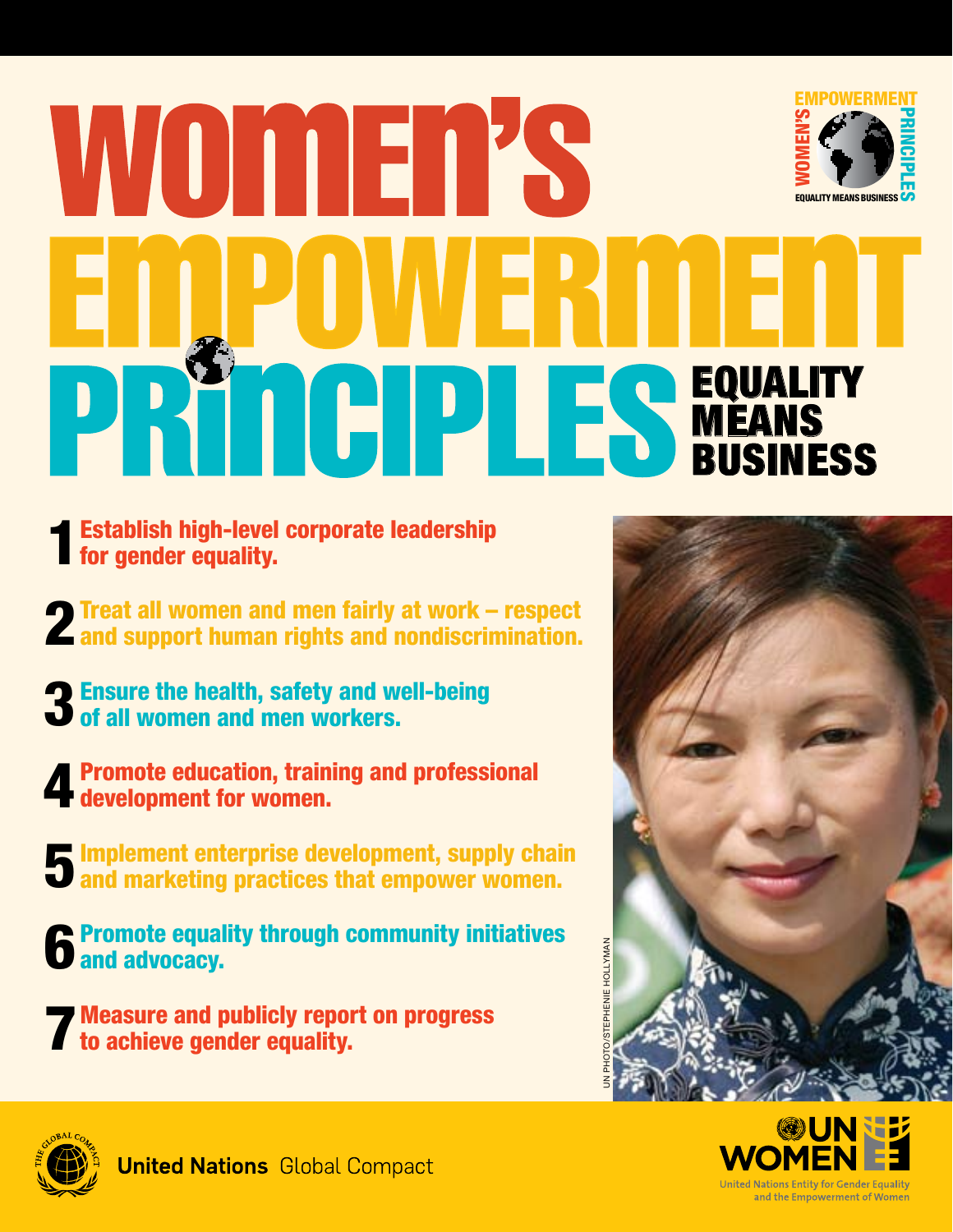# WOMEN'S EMPOWERMENT PRINCIPLES

## EQUALITY MEANS BUSINESS

1. Establish high-level corporate leadership for gender equality.
2. Treat all women and men fairly at work – respect and support human rights and nondiscrimination.
3. Ensure the health, safety and well-being of all women and men workers.
4. Promote education, training and professional development for women.
5. Implement enterprise development, supply chain and marketing practices that empower women.
6. Promote equality through community initiatives and advocacy.
7. Measure and publicly report on progress to achieve gender equality.

UN PHOTO/STEPHENIE HOLLYMAN

**United Nations** Global Compact

UN WOMEN
United Nations Entity for Gender Equality and the Empowerment of Women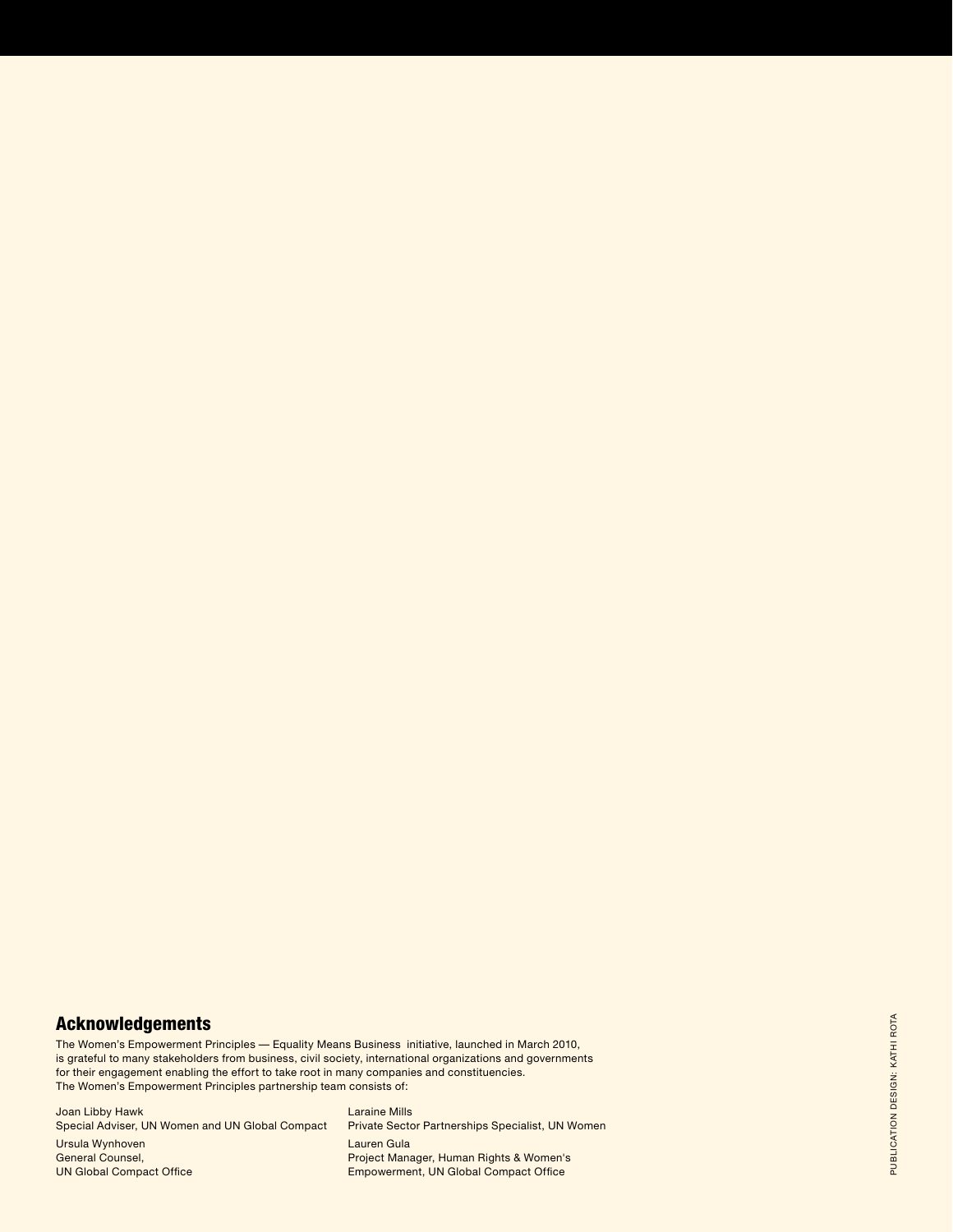## Acknowledgements

The Women's Empowerment Principles — Equality Means Business initiative, launched in March 2010, is grateful to many stakeholders from business, civil society, international organizations and governments for their engagement enabling the effort to take root in many companies and constituencies. The Women's Empowerment Principles partnership team consists of:

Joan Libby Hawk
Special Adviser, UN Women and UN Global Compact

Ursula Wynhoven
General Counsel,
UN Global Compact Office

Laraine Mills
Private Sector Partnerships Specialist, UN Women

Lauren Gula
Project Manager, Human Rights & Women's Empowerment, UN Global Compact Office

PUBLICATION DESIGN: KATHI ROTA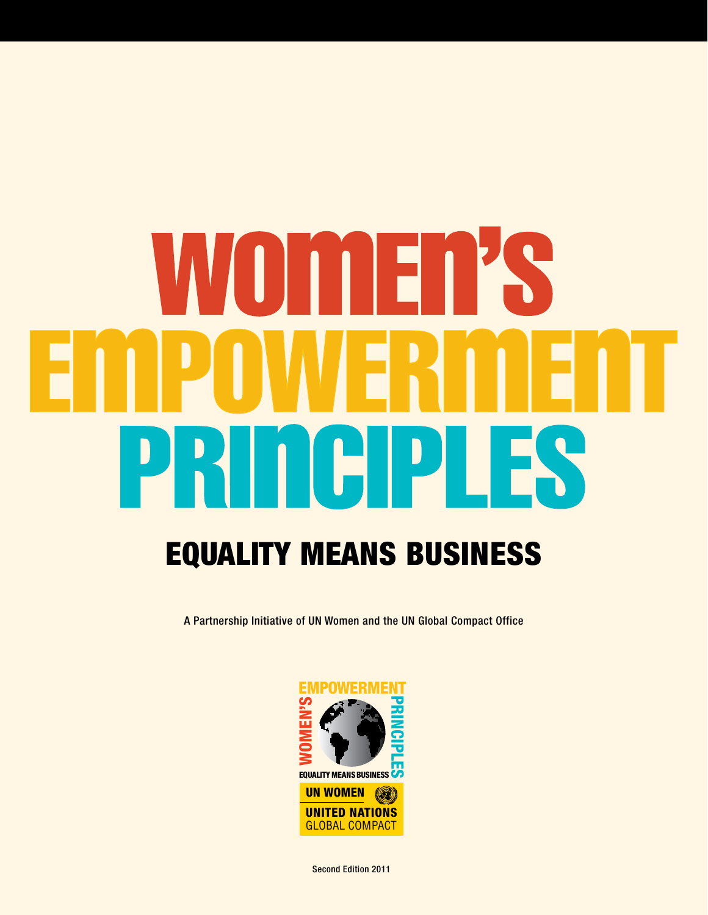# WOMEN'S EMPOWERMENT PRINCIPLES

## EQUALITY MEANS BUSINESS

A Partnership Initiative of UN Women and the UN Global Compact Office

Second Edition 2011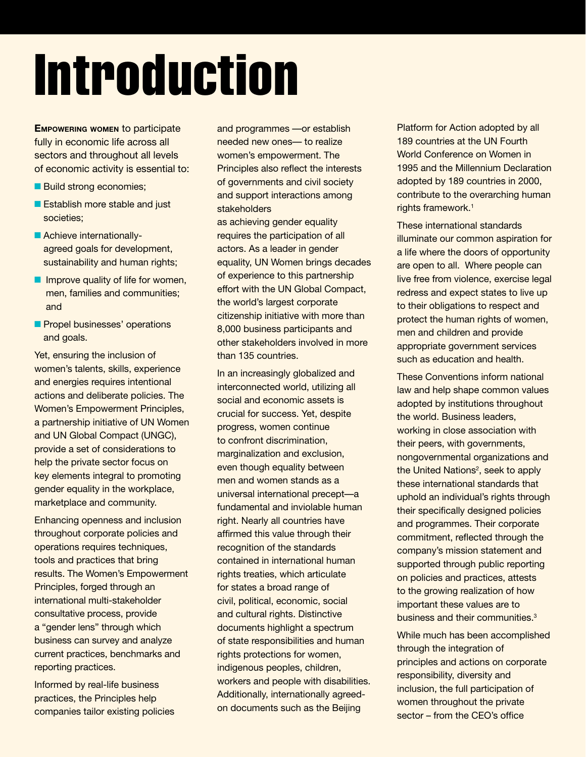# Introduction

**Empowering women** to participate fully in economic life across all sectors and throughout all levels of economic activity is essential to:

- Build strong economies;
- Establish more stable and just societies;
- Achieve internationally-agreed goals for development, sustainability and human rights;
- Improve quality of life for women, men, families and communities; and
- Propel businesses' operations and goals.

Yet, ensuring the inclusion of women's talents, skills, experience and energies requires intentional actions and deliberate policies. The Women's Empowerment Principles, a partnership initiative of UN Women and UN Global Compact (UNGC), provide a set of considerations to help the private sector focus on key elements integral to promoting gender equality in the workplace, marketplace and community.

Enhancing openness and inclusion throughout corporate policies and operations requires techniques, tools and practices that bring results. The Women's Empowerment Principles, forged through an international multi-stakeholder consultative process, provide a "gender lens" through which business can survey and analyze current practices, benchmarks and reporting practices.

Informed by real-life business practices, the Principles help companies tailor existing policies and programmes —or establish needed new ones— to realize women's empowerment. The Principles also reflect the interests of governments and civil society and support interactions among stakeholders as achieving gender equality requires the participation of all actors. As a leader in gender equality, UN Women brings decades of experience to this partnership effort with the UN Global Compact, the world's largest corporate citizenship initiative with more than 8,000 business participants and other stakeholders involved in more than 135 countries.

In an increasingly globalized and interconnected world, utilizing all social and economic assets is crucial for success. Yet, despite progress, women continue to confront discrimination, marginalization and exclusion, even though equality between men and women stands as a universal international precept—a fundamental and inviolable human right. Nearly all countries have affirmed this value through their recognition of the standards contained in international human rights treaties, which articulate for states a broad range of civil, political, economic, social and cultural rights. Distinctive documents highlight a spectrum of state responsibilities and human rights protections for women, indigenous peoples, children, workers and people with disabilities. Additionally, internationally agreed-on documents such as the Beijing Platform for Action adopted by all 189 countries at the UN Fourth World Conference on Women in 1995 and the Millennium Declaration adopted by 189 countries in 2000, contribute to the overarching human rights framework.[1]

These international standards illuminate our common aspiration for a life where the doors of opportunity are open to all. Where people can live free from violence, exercise legal redress and expect states to live up to their obligations to respect and protect the human rights of women, men and children and provide appropriate government services such as education and health.

These Conventions inform national law and help shape common values adopted by institutions throughout the world. Business leaders, working in close association with their peers, with governments, nongovernmental organizations and the United Nations[2], seek to apply these international standards that uphold an individual's rights through their specifically designed policies and programmes. Their corporate commitment, reflected through the company's mission statement and supported through public reporting on policies and practices, attests to the growing realization of how important these values are to business and their communities.[3]

While much has been accomplished through the integration of principles and actions on corporate responsibility, diversity and inclusion, the full participation of women throughout the private sector – from the CEO's office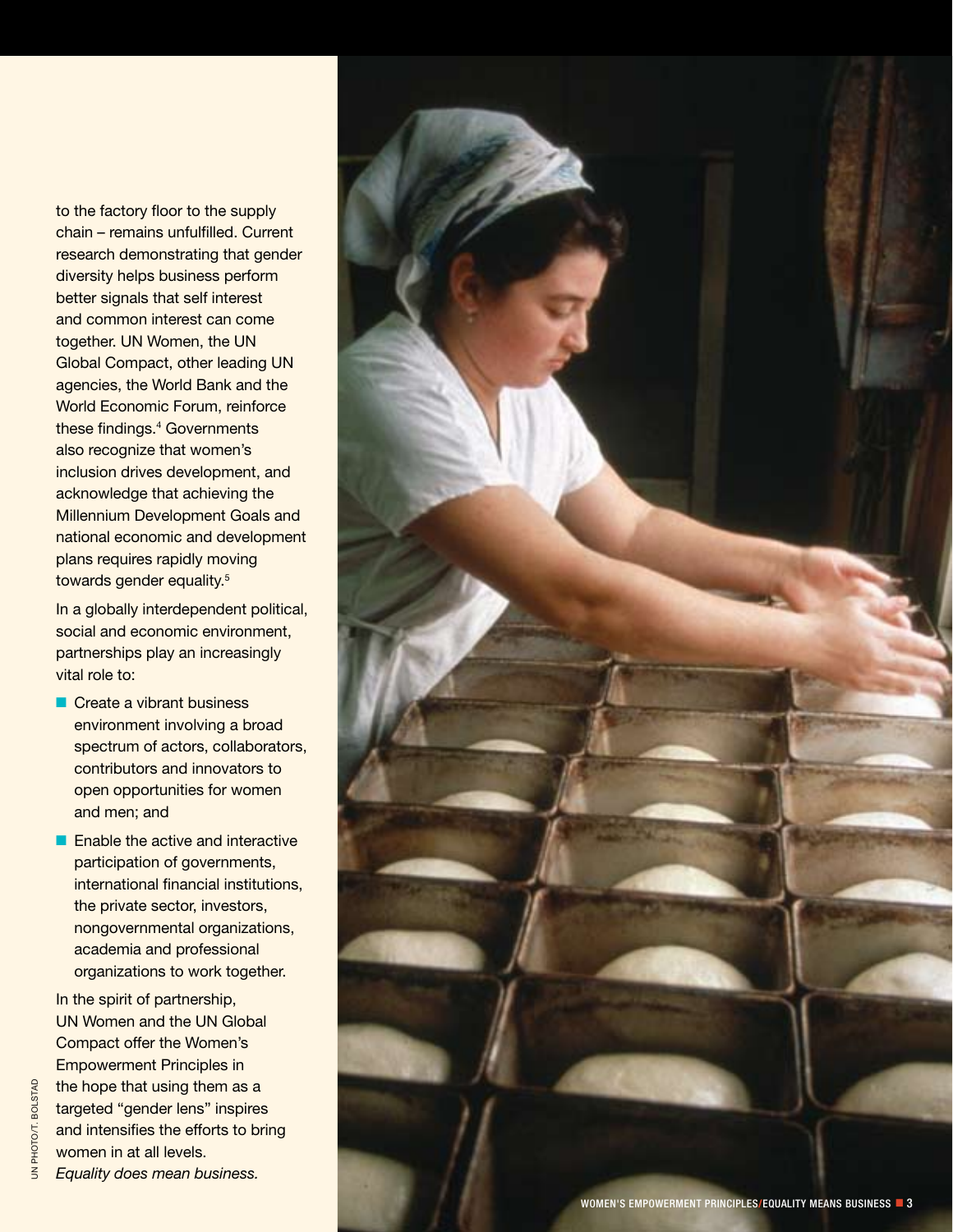to the factory floor to the supply chain – remains unfulfilled. Current research demonstrating that gender diversity helps business perform better signals that self interest and common interest can come together. UN Women, the UN Global Compact, other leading UN agencies, the World Bank and the World Economic Forum, reinforce these findings.[4] Governments also recognize that women's inclusion drives development, and acknowledge that achieving the Millennium Development Goals and national economic and development plans requires rapidly moving towards gender equality.[5]

In a globally interdependent political, social and economic environment, partnerships play an increasingly vital role to:

- Create a vibrant business environment involving a broad spectrum of actors, collaborators, contributors and innovators to open opportunities for women and men; and
- Enable the active and interactive participation of governments, international financial institutions, the private sector, investors, nongovernmental organizations, academia and professional organizations to work together.

In the spirit of partnership, UN Women and the UN Global Compact offer the Women's Empowerment Principles in the hope that using them as a targeted "gender lens" inspires and intensifies the efforts to bring women in at all levels.
*Equality does mean business.*

UN PHOTO/T. BOLSTAD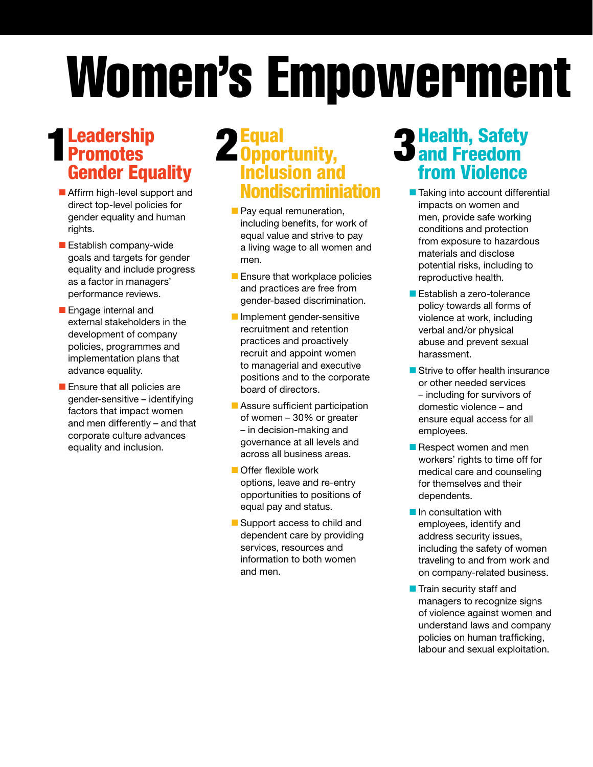# Women's Empowerment

## 1 Leadership Promotes Gender Equality

- Affirm high-level support and direct top-level policies for gender equality and human rights.
- Establish company-wide goals and targets for gender equality and include progress as a factor in managers' performance reviews.
- Engage internal and external stakeholders in the development of company policies, programmes and implementation plans that advance equality.
- Ensure that all policies are gender-sensitive – identifying factors that impact women and men differently – and that corporate culture advances equality and inclusion.

## 2 Equal Opportunity, Inclusion and Nondiscriminiation

- Pay equal remuneration, including benefits, for work of equal value and strive to pay a living wage to all women and men.
- Ensure that workplace policies and practices are free from gender-based discrimination.
- Implement gender-sensitive recruitment and retention practices and proactively recruit and appoint women to managerial and executive positions and to the corporate board of directors.
- Assure sufficient participation of women – 30% or greater – in decision-making and governance at all levels and across all business areas.
- Offer flexible work options, leave and re-entry opportunities to positions of equal pay and status.
- Support access to child and dependent care by providing services, resources and information to both women and men.

## 3 Health, Safety and Freedom from Violence

- Taking into account differential impacts on women and men, provide safe working conditions and protection from exposure to hazardous materials and disclose potential risks, including to reproductive health.
- Establish a zero-tolerance policy towards all forms of violence at work, including verbal and/or physical abuse and prevent sexual harassment.
- Strive to offer health insurance or other needed services – including for survivors of domestic violence – and ensure equal access for all employees.
- Respect women and men workers' rights to time off for medical care and counseling for themselves and their dependents.
- In consultation with employees, identify and address security issues, including the safety of women traveling to and from work and on company-related business.
- Train security staff and managers to recognize signs of violence against women and understand laws and company policies on human trafficking, labour and sexual exploitation.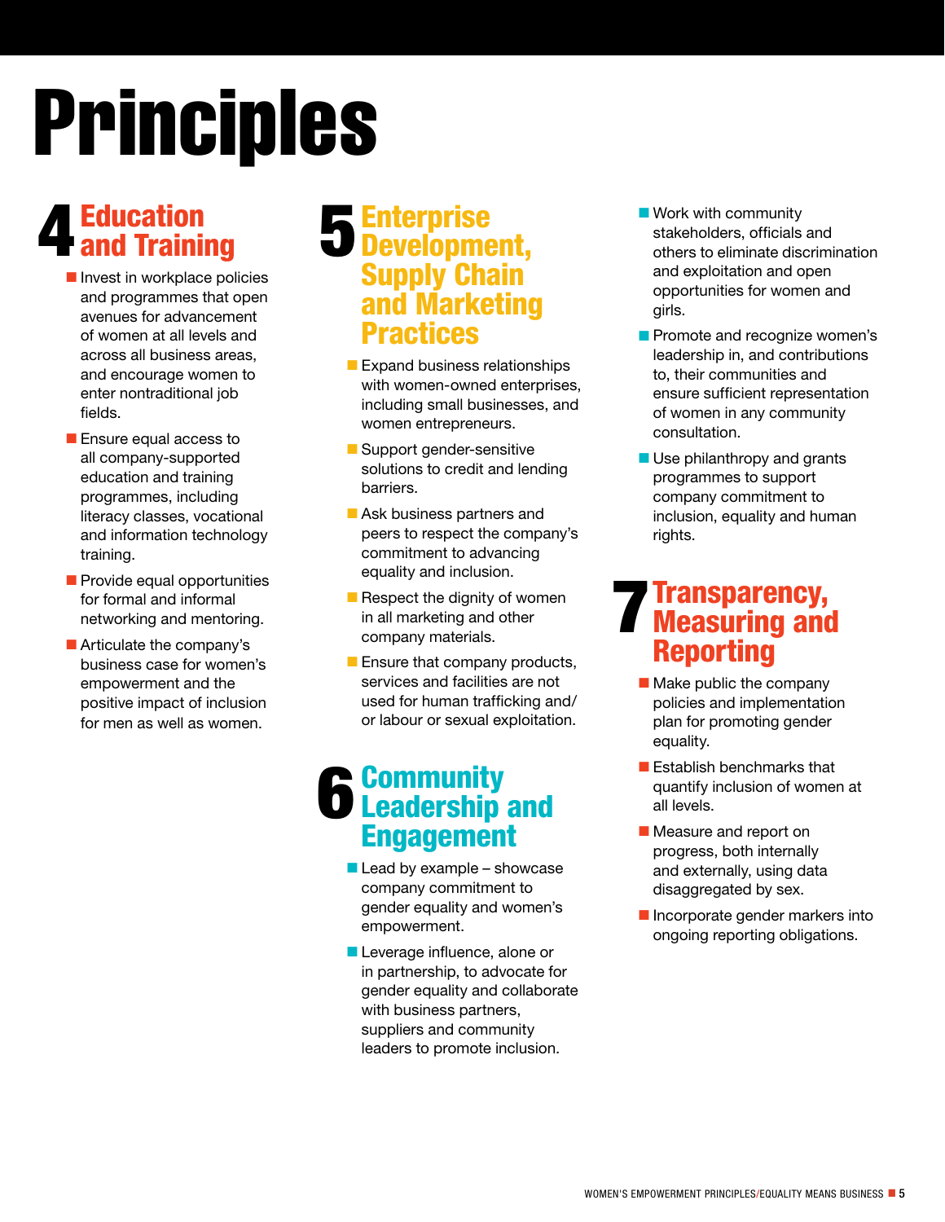# Principles

## 4 Education and Training

- Invest in workplace policies and programmes that open avenues for advancement of women at all levels and across all business areas, and encourage women to enter nontraditional job fields.
- Ensure equal access to all company-supported education and training programmes, including literacy classes, vocational and information technology training.
- Provide equal opportunities for formal and informal networking and mentoring.
- Articulate the company's business case for women's empowerment and the positive impact of inclusion for men as well as women.

## 5 Enterprise Development, Supply Chain and Marketing Practices

- Expand business relationships with women-owned enterprises, including small businesses, and women entrepreneurs.
- Support gender-sensitive solutions to credit and lending barriers.
- Ask business partners and peers to respect the company's commitment to advancing equality and inclusion.
- Respect the dignity of women in all marketing and other company materials.
- Ensure that company products, services and facilities are not used for human trafficking and/ or labour or sexual exploitation.

## 6 Community Leadership and Engagement

- Lead by example – showcase company commitment to gender equality and women's empowerment.
- Leverage influence, alone or in partnership, to advocate for gender equality and collaborate with business partners, suppliers and community leaders to promote inclusion.
- Work with community stakeholders, officials and others to eliminate discrimination and exploitation and open opportunities for women and girls.
- Promote and recognize women's leadership in, and contributions to, their communities and ensure sufficient representation of women in any community consultation.
- Use philanthropy and grants programmes to support company commitment to inclusion, equality and human rights.

## 7 Transparency, Measuring and Reporting

- Make public the company policies and implementation plan for promoting gender equality.
- Establish benchmarks that quantify inclusion of women at all levels.
- Measure and report on progress, both internally and externally, using data disaggregated by sex.
- Incorporate gender markers into ongoing reporting obligations.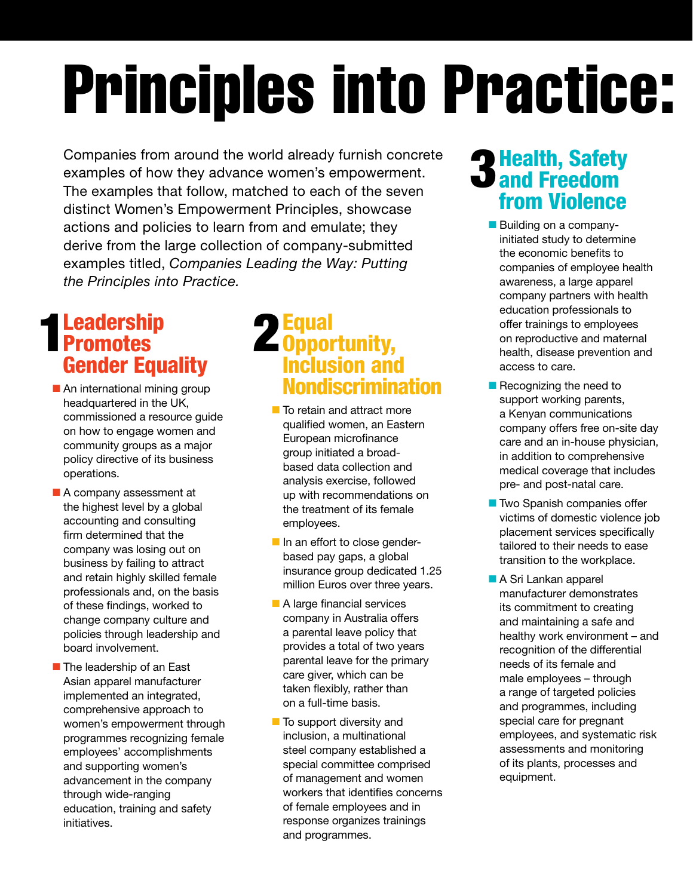# Principles into Practice:

Companies from around the world already furnish concrete examples of how they advance women's empowerment. The examples that follow, matched to each of the seven distinct Women's Empowerment Principles, showcase actions and policies to learn from and emulate; they derive from the large collection of company-submitted examples titled, *Companies Leading the Way: Putting the Principles into Practice.*

## 1 Leadership Promotes Gender Equality

- An international mining group headquartered in the UK, commissioned a resource guide on how to engage women and community groups as a major policy directive of its business operations.
- A company assessment at the highest level by a global accounting and consulting firm determined that the company was losing out on business by failing to attract and retain highly skilled female professionals and, on the basis of these findings, worked to change company culture and policies through leadership and board involvement.
- The leadership of an East Asian apparel manufacturer implemented an integrated, comprehensive approach to women's empowerment through programmes recognizing female employees' accomplishments and supporting women's advancement in the company through wide-ranging education, training and safety initiatives.

## 2 Equal Opportunity, Inclusion and Nondiscrimination

- To retain and attract more qualified women, an Eastern European microfinance group initiated a broad-based data collection and analysis exercise, followed up with recommendations on the treatment of its female employees.
- In an effort to close gender-based pay gaps, a global insurance group dedicated 1.25 million Euros over three years.
- A large financial services company in Australia offers a parental leave policy that provides a total of two years parental leave for the primary care giver, which can be taken flexibly, rather than on a full-time basis.
- To support diversity and inclusion, a multinational steel company established a special committee comprised of management and women workers that identifies concerns of female employees and in response organizes trainings and programmes.

## 3 Health, Safety and Freedom from Violence

- Building on a company-initiated study to determine the economic benefits to companies of employee health awareness, a large apparel company partners with health education professionals to offer trainings to employees on reproductive and maternal health, disease prevention and access to care.
- Recognizing the need to support working parents, a Kenyan communications company offers free on-site day care and an in-house physician, in addition to comprehensive medical coverage that includes pre- and post-natal care.
- Two Spanish companies offer victims of domestic violence job placement services specifically tailored to their needs to ease transition to the workplace.
- A Sri Lankan apparel manufacturer demonstrates its commitment to creating and maintaining a safe and healthy work environment – and recognition of the differential needs of its female and male employees – through a range of targeted policies and programmes, including special care for pregnant employees, and systematic risk assessments and monitoring of its plants, processes and equipment.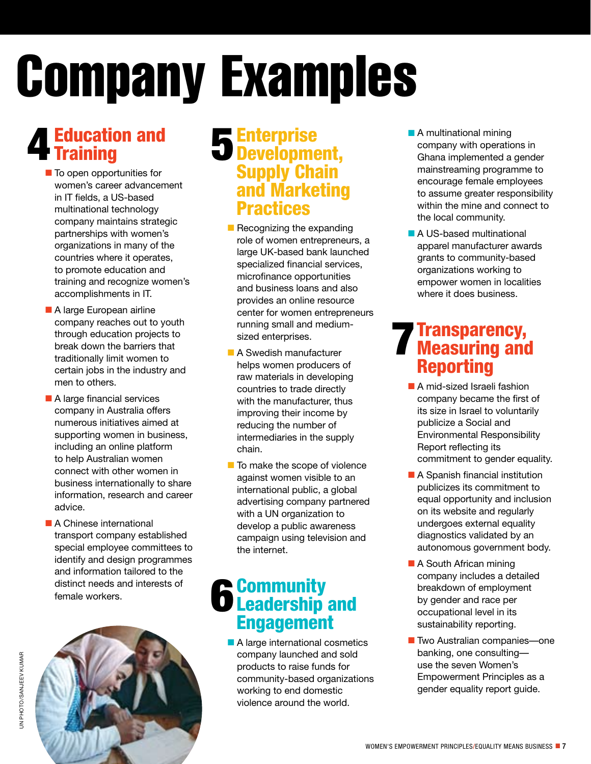# Company Examples

## 4 Education and Training

- To open opportunities for women's career advancement in IT fields, a US-based multinational technology company maintains strategic partnerships with women's organizations in many of the countries where it operates, to promote education and training and recognize women's accomplishments in IT.
- A large European airline company reaches out to youth through education projects to break down the barriers that traditionally limit women to certain jobs in the industry and men to others.
- A large financial services company in Australia offers numerous initiatives aimed at supporting women in business, including an online platform to help Australian women connect with other women in business internationally to share information, research and career advice.
- A Chinese international transport company established special employee committees to identify and design programmes and information tailored to the distinct needs and interests of female workers.

UN PHOTO/SANJEEV KUMAR

## 5 Enterprise Development, Supply Chain and Marketing Practices

- Recognizing the expanding role of women entrepreneurs, a large UK-based bank launched specialized financial services, microfinance opportunities and business loans and also provides an online resource center for women entrepreneurs running small and medium-sized enterprises.
- A Swedish manufacturer helps women producers of raw materials in developing countries to trade directly with the manufacturer, thus improving their income by reducing the number of intermediaries in the supply chain.
- To make the scope of violence against women visible to an international public, a global advertising company partnered with a UN organization to develop a public awareness campaign using television and the internet.

## 6 Community Leadership and Engagement

- A large international cosmetics company launched and sold products to raise funds for community-based organizations working to end domestic violence around the world.
- A multinational mining company with operations in Ghana implemented a gender mainstreaming programme to encourage female employees to assume greater responsibility within the mine and connect to the local community.
- A US-based multinational apparel manufacturer awards grants to community-based organizations working to empower women in localities where it does business.

## 7 Transparency, Measuring and Reporting

- A mid-sized Israeli fashion company became the first of its size in Israel to voluntarily publicize a Social and Environmental Responsibility Report reflecting its commitment to gender equality.
- A Spanish financial institution publicizes its commitment to equal opportunity and inclusion on its website and regularly undergoes external equality diagnostics validated by an autonomous government body.
- A South African mining company includes a detailed breakdown of employment by gender and race per occupational level in its sustainability reporting.
- Two Australian companies—one banking, one consulting—use the seven Women's Empowerment Principles as a gender equality report guide.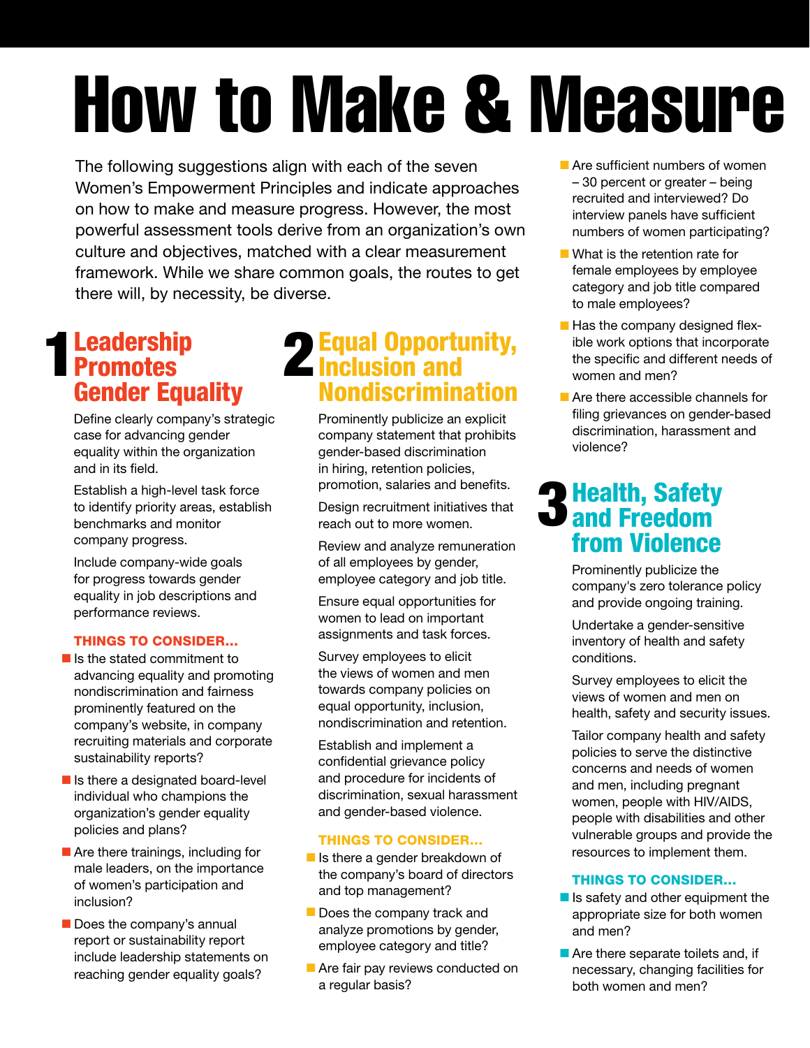# How to Make & Measure

The following suggestions align with each of the seven Women's Empowerment Principles and indicate approaches on how to make and measure progress. However, the most powerful assessment tools derive from an organization's own culture and objectives, matched with a clear measurement framework. While we share common goals, the routes to get there will, by necessity, be diverse.

## 1 Leadership Promotes Gender Equality

Define clearly company's strategic case for advancing gender equality within the organization and in its field.

Establish a high-level task force to identify priority areas, establish benchmarks and monitor company progress.

Include company-wide goals for progress towards gender equality in job descriptions and performance reviews.

### THINGS TO CONSIDER…

- Is the stated commitment to advancing equality and promoting nondiscrimination and fairness prominently featured on the company's website, in company recruiting materials and corporate sustainability reports?
- Is there a designated board-level individual who champions the organization's gender equality policies and plans?
- Are there trainings, including for male leaders, on the importance of women's participation and inclusion?
- Does the company's annual report or sustainability report include leadership statements on reaching gender equality goals?

## 2 Equal Opportunity, Inclusion and Nondiscrimination

Prominently publicize an explicit company statement that prohibits gender-based discrimination in hiring, retention policies, promotion, salaries and benefits.

Design recruitment initiatives that reach out to more women.

Review and analyze remuneration of all employees by gender, employee category and job title.

Ensure equal opportunities for women to lead on important assignments and task forces.

Survey employees to elicit the views of women and men towards company policies on equal opportunity, inclusion, nondiscrimination and retention.

Establish and implement a confidential grievance policy and procedure for incidents of discrimination, sexual harassment and gender-based violence.

### THINGS TO CONSIDER…

- Is there a gender breakdown of the company's board of directors and top management?
- Does the company track and analyze promotions by gender, employee category and title?
- Are fair pay reviews conducted on a regular basis?
- Are sufficient numbers of women – 30 percent or greater – being recruited and interviewed? Do interview panels have sufficient numbers of women participating?
- What is the retention rate for female employees by employee category and job title compared to male employees?
- Has the company designed flexible work options that incorporate the specific and different needs of women and men?
- Are there accessible channels for filing grievances on gender-based discrimination, harassment and violence?

## 3 Health, Safety and Freedom from Violence

Prominently publicize the company's zero tolerance policy and provide ongoing training.

Undertake a gender-sensitive inventory of health and safety conditions.

Survey employees to elicit the views of women and men on health, safety and security issues.

Tailor company health and safety policies to serve the distinctive concerns and needs of women and men, including pregnant women, people with HIV/AIDS, people with disabilities and other vulnerable groups and provide the resources to implement them.

### THINGS TO CONSIDER…

- Is safety and other equipment the appropriate size for both women and men?
- Are there separate toilets and, if necessary, changing facilities for both women and men?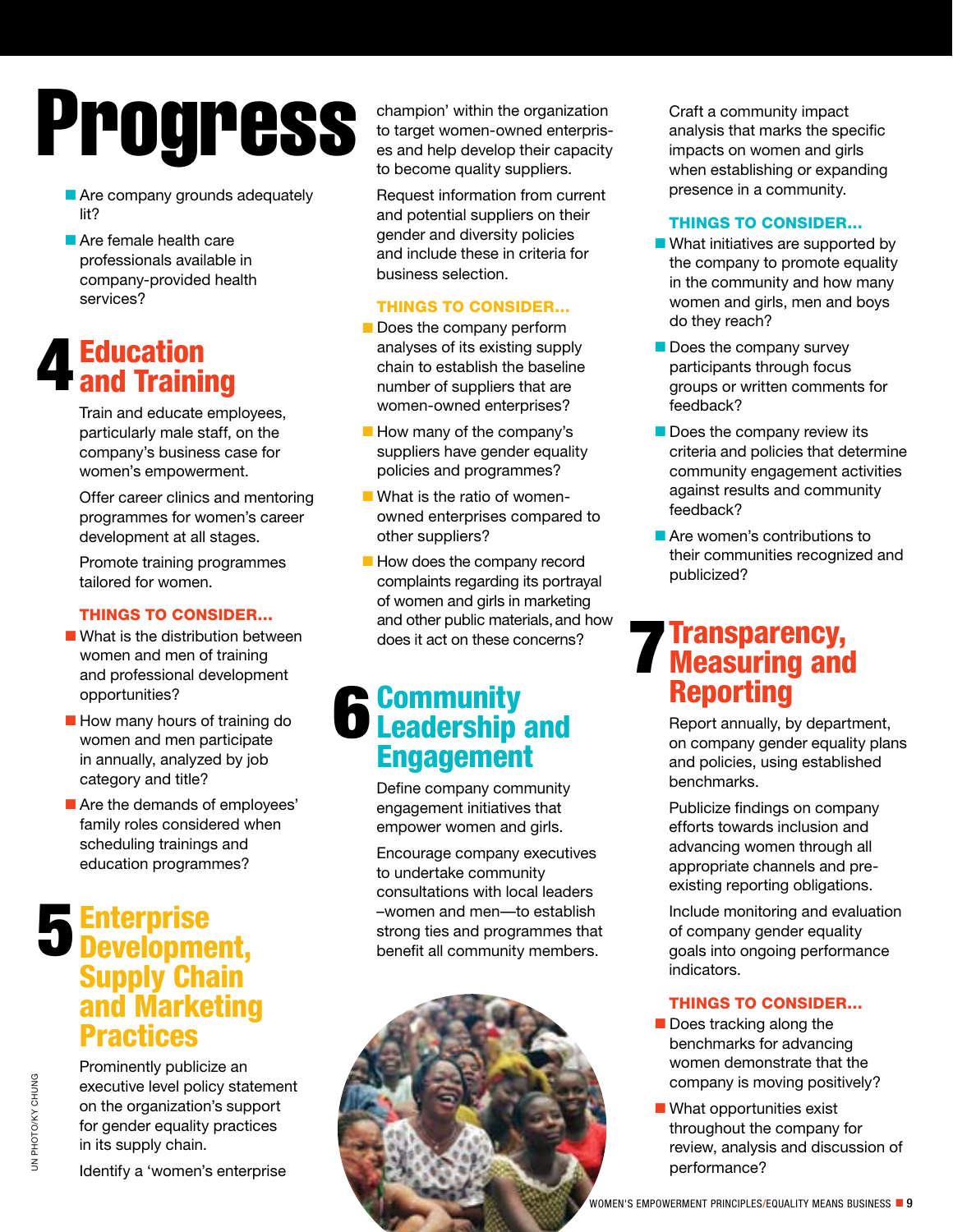# Progress

- Are company grounds adequately lit?
- Are female health care professionals available in company-provided health services?

## 4 Education and Training

Train and educate employees, particularly male staff, on the company's business case for women's empowerment.

Offer career clinics and mentoring programmes for women's career development at all stages.

Promote training programmes tailored for women.

### THINGS TO CONSIDER...

- What is the distribution between women and men of training and professional development opportunities?
- How many hours of training do women and men participate in annually, analyzed by job category and title?
- Are the demands of employees' family roles considered when scheduling trainings and education programmes?

## 5 Enterprise Development, Supply Chain and Marketing Practices

Prominently publicize an executive level policy statement on the organization's support for gender equality practices in its supply chain.

Identify a 'women's enterprise champion' within the organization to target women-owned enterprises and help develop their capacity to become quality suppliers.

Request information from current and potential suppliers on their gender and diversity policies and include these in criteria for business selection.

### THINGS TO CONSIDER...

- Does the company perform analyses of its existing supply chain to establish the baseline number of suppliers that are women-owned enterprises?
- How many of the company's suppliers have gender equality policies and programmes?
- What is the ratio of women-owned enterprises compared to other suppliers?
- How does the company record complaints regarding its portrayal of women and girls in marketing and other public materials, and how does it act on these concerns?

## 6 Community Leadership and Engagement

Define company community engagement initiatives that empower women and girls.

Encourage company executives to undertake community consultations with local leaders –women and men—to establish strong ties and programmes that benefit all community members.

Craft a community impact analysis that marks the specific impacts on women and girls when establishing or expanding presence in a community.

### THINGS TO CONSIDER...

- What initiatives are supported by the company to promote equality in the community and how many women and girls, men and boys do they reach?
- Does the company survey participants through focus groups or written comments for feedback?
- Does the company review its criteria and policies that determine community engagement activities against results and community feedback?
- Are women's contributions to their communities recognized and publicized?

## 7 Transparency, Measuring and Reporting

Report annually, by department, on company gender equality plans and policies, using established benchmarks.

Publicize findings on company efforts towards inclusion and advancing women through all appropriate channels and pre-existing reporting obligations.

Include monitoring and evaluation of company gender equality goals into ongoing performance indicators.

### THINGS TO CONSIDER...

- Does tracking along the benchmarks for advancing women demonstrate that the company is moving positively?
- What opportunities exist throughout the company for review, analysis and discussion of performance?

UN PHOTO/KY CHUNG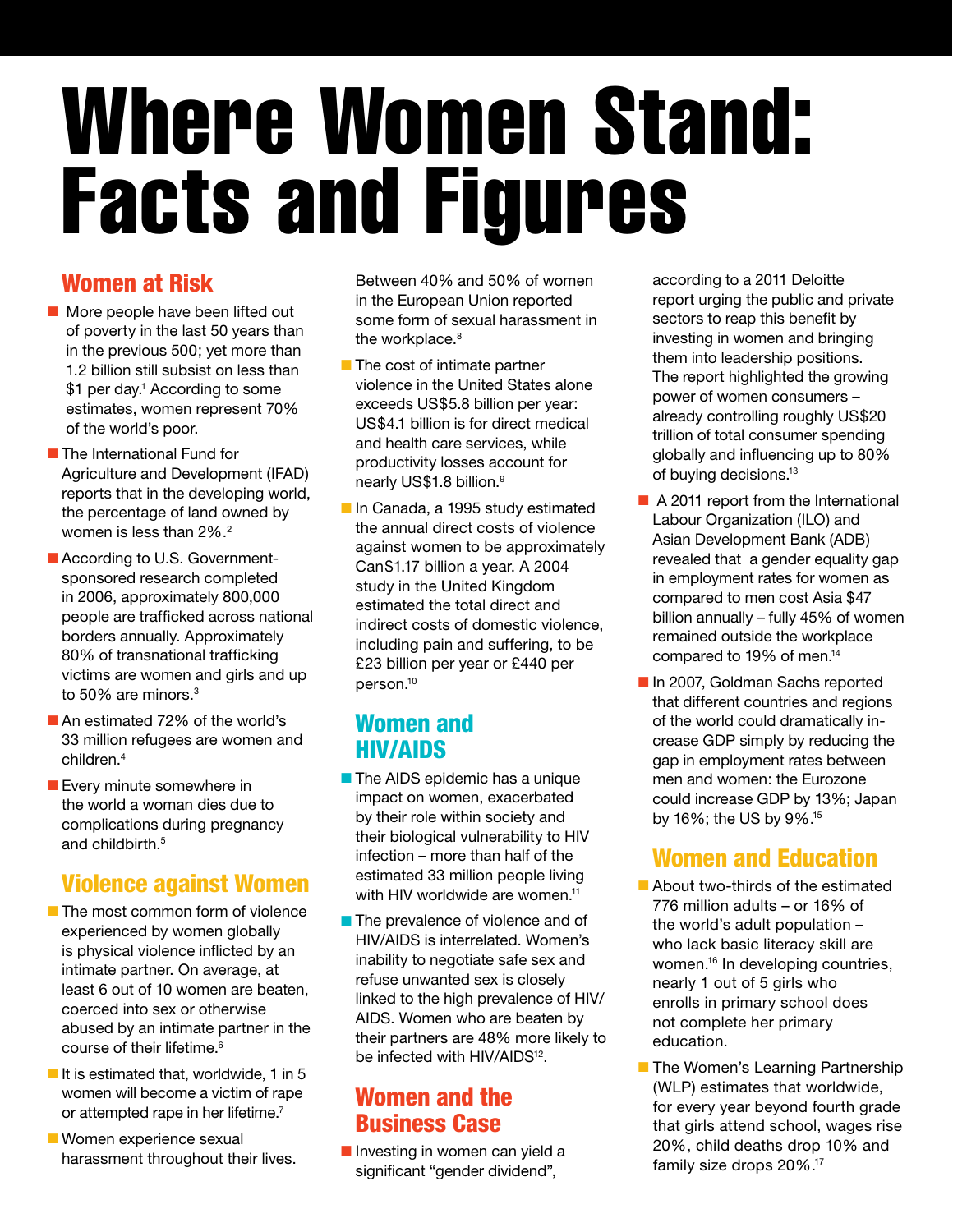# Where Women Stand: Facts and Figures

## Women at Risk

- More people have been lifted out of poverty in the last 50 years than in the previous 500; yet more than 1.2 billion still subsist on less than $1 per day.[1] According to some estimates, women represent 70% of the world's poor.
- The International Fund for Agriculture and Development (IFAD) reports that in the developing world, the percentage of land owned by women is less than 2%.[2]
- According to U.S. Government-sponsored research completed in 2006, approximately 800,000 people are trafficked across national borders annually. Approximately 80% of transnational trafficking victims are women and girls and up to 50% are minors.[3]
- An estimated 72% of the world's 33 million refugees are women and children.[4]
- Every minute somewhere in the world a woman dies due to complications during pregnancy and childbirth.[5]

## Violence against Women

- The most common form of violence experienced by women globally is physical violence inflicted by an intimate partner. On average, at least 6 out of 10 women are beaten, coerced into sex or otherwise abused by an intimate partner in the course of their lifetime.[6]
- It is estimated that, worldwide, 1 in 5 women will become a victim of rape or attempted rape in her lifetime.[7]
- Women experience sexual harassment throughout their lives. Between 40% and 50% of women in the European Union reported some form of sexual harassment in the workplace.[8]
- The cost of intimate partner violence in the United States alone exceeds US$5.8 billion per year: US$4.1 billion is for direct medical and health care services, while productivity losses account for nearly US$1.8 billion.[9]
- In Canada, a 1995 study estimated the annual direct costs of violence against women to be approximately Can$1.17 billion a year. A 2004 study in the United Kingdom estimated the total direct and indirect costs of domestic violence, including pain and suffering, to be £23 billion per year or £440 per person.[10]

## Women and HIV/AIDS

- The AIDS epidemic has a unique impact on women, exacerbated by their role within society and their biological vulnerability to HIV infection – more than half of the estimated 33 million people living with HIV worldwide are women.[11]
- The prevalence of violence and of HIV/AIDS is interrelated. Women's inability to negotiate safe sex and refuse unwanted sex is closely linked to the high prevalence of HIV/AIDS. Women who are beaten by their partners are 48% more likely to be infected with HIV/AIDS[12].

## Women and the Business Case

- Investing in women can yield a significant "gender dividend", according to a 2011 Deloitte report urging the public and private sectors to reap this benefit by investing in women and bringing them into leadership positions. The report highlighted the growing power of women consumers – already controlling roughly US$20 trillion of total consumer spending globally and influencing up to 80% of buying decisions.[13]
- A 2011 report from the International Labour Organization (ILO) and Asian Development Bank (ADB) revealed that a gender equality gap in employment rates for women as compared to men cost Asia $47 billion annually – fully 45% of women remained outside the workplace compared to 19% of men.[14]
- In 2007, Goldman Sachs reported that different countries and regions of the world could dramatically increase GDP simply by reducing the gap in employment rates between men and women: the Eurozone could increase GDP by 13%; Japan by 16%; the US by 9%.[15]

## Women and Education

- About two-thirds of the estimated 776 million adults – or 16% of the world's adult population – who lack basic literacy skill are women.[16] In developing countries, nearly 1 out of 5 girls who enrolls in primary school does not complete her primary education.
- The Women's Learning Partnership (WLP) estimates that worldwide, for every year beyond fourth grade that girls attend school, wages rise 20%, child deaths drop 10% and family size drops 20%.[17]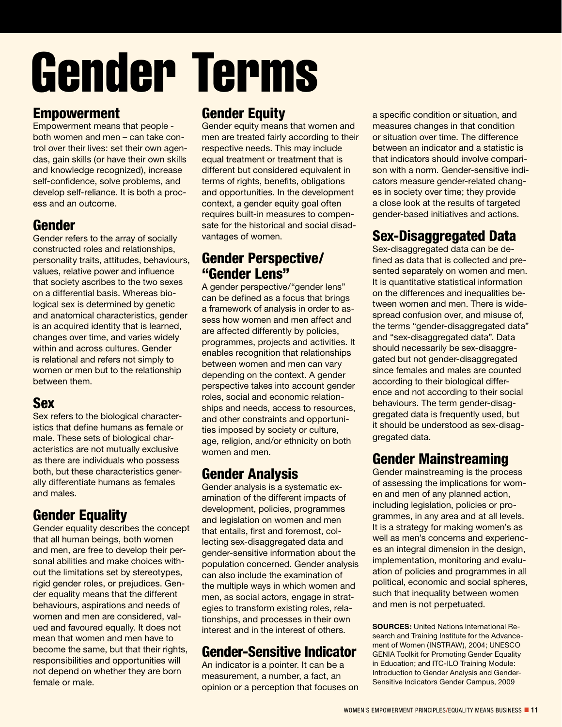# Gender Terms

## Empowerment

Empowerment means that people - both women and men – can take control over their lives: set their own agendas, gain skills (or have their own skills and knowledge recognized), increase self-confidence, solve problems, and develop self-reliance. It is both a process and an outcome.

## Gender

Gender refers to the array of socially constructed roles and relationships, personality traits, attitudes, behaviours, values, relative power and influence that society ascribes to the two sexes on a differential basis. Whereas biological sex is determined by genetic and anatomical characteristics, gender is an acquired identity that is learned, changes over time, and varies widely within and across cultures. Gender is relational and refers not simply to women or men but to the relationship between them.

## Sex

Sex refers to the biological characteristics that define humans as female or male. These sets of biological characteristics are not mutually exclusive as there are individuals who possess both, but these characteristics generally differentiate humans as females and males.

## Gender Equality

Gender equality describes the concept that all human beings, both women and men, are free to develop their personal abilities and make choices without the limitations set by stereotypes, rigid gender roles, or prejudices. Gender equality means that the different behaviours, aspirations and needs of women and men are considered, valued and favoured equally. It does not mean that women and men have to become the same, but that their rights, responsibilities and opportunities will not depend on whether they are born female or male.

## Gender Equity

Gender equity means that women and men are treated fairly according to their respective needs. This may include equal treatment or treatment that is different but considered equivalent in terms of rights, benefits, obligations and opportunities. In the development context, a gender equity goal often requires built-in measures to compensate for the historical and social disadvantages of women.

## Gender Perspective/ "Gender Lens"

A gender perspective/"gender lens" can be defined as a focus that brings a framework of analysis in order to assess how women and men affect and are affected differently by policies, programmes, projects and activities. It enables recognition that relationships between women and men can vary depending on the context. A gender perspective takes into account gender roles, social and economic relationships and needs, access to resources, and other constraints and opportunities imposed by society or culture, age, religion, and/or ethnicity on both women and men.

## Gender Analysis

Gender analysis is a systematic examination of the different impacts of development, policies, programmes and legislation on women and men that entails, first and foremost, collecting sex-disaggregated data and gender-sensitive information about the population concerned. Gender analysis can also include the examination of the multiple ways in which women and men, as social actors, engage in strategies to transform existing roles, relationships, and processes in their own interest and in the interest of others.

## Gender-Sensitive Indicator

An indicator is a pointer. It can be a measurement, a number, a fact, an opinion or a perception that focuses on a specific condition or situation, and measures changes in that condition or situation over time. The difference between an indicator and a statistic is that indicators should involve comparison with a norm. Gender-sensitive indicators measure gender-related changes in society over time; they provide a close look at the results of targeted gender-based initiatives and actions.

## Sex-Disaggregated Data

Sex-disaggregated data can be defined as data that is collected and presented separately on women and men. It is quantitative statistical information on the differences and inequalities between women and men. There is widespread confusion over, and misuse of, the terms "gender-disaggregated data" and "sex-disaggregated data". Data should necessarily be sex-disaggregated but not gender-disaggregated since females and males are counted according to their biological difference and not according to their social behaviours. The term gender-disaggregated data is frequently used, but it should be understood as sex-disaggregated data.

## Gender Mainstreaming

Gender mainstreaming is the process of assessing the implications for women and men of any planned action, including legislation, policies or programmes, in any area and at all levels. It is a strategy for making women's as well as men's concerns and experiences an integral dimension in the design, implementation, monitoring and evaluation of policies and programmes in all political, economic and social spheres, such that inequality between women and men is not perpetuated.

**SOURCES:** United Nations International Research and Training Institute for the Advancement of Women (INSTRAW), 2004; UNESCO GENIA Toolkit for Promoting Gender Equality in Education; and ITC-ILO Training Module: Introduction to Gender Analysis and Gender-Sensitive Indicators Gender Campus, 2009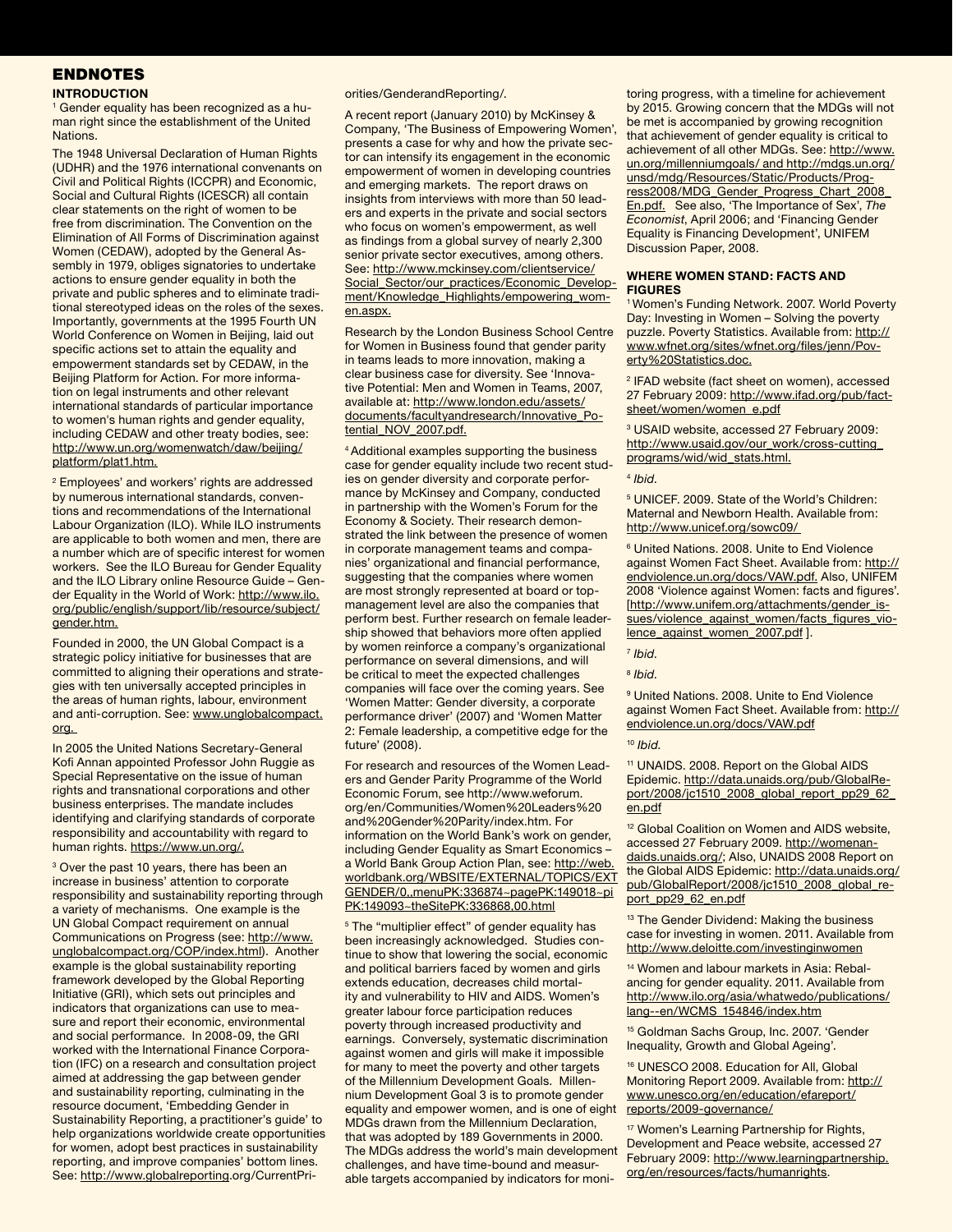# ENDNOTES

## INTRODUCTION

[1] Gender equality has been recognized as a human right since the establishment of the United Nations.

The 1948 Universal Declaration of Human Rights (UDHR) and the 1976 international covenants on Civil and Political Rights (ICCPR) and Economic, Social and Cultural Rights (ICESCR) all contain clear statements on the right of women to be free from discrimination. The Convention on the Elimination of All Forms of Discrimination against Women (CEDAW), adopted by the General Assembly in 1979, obliges signatories to undertake actions to ensure gender equality in both the private and public spheres and to eliminate traditional stereotyped ideas on the roles of the sexes. Importantly, governments at the 1995 Fourth UN World Conference on Women in Beijing, laid out specific actions set to attain the equality and empowerment standards set by CEDAW, in the Beijing Platform for Action. For more information on legal instruments and other relevant international standards of particular importance to women's human rights and gender equality, including CEDAW and other treaty bodies, see: http://www.un.org/womenwatch/daw/beijing/platform/plat1.htm.

[2] Employees' and workers' rights are addressed by numerous international standards, conventions and recommendations of the International Labour Organization (ILO). While ILO instruments are applicable to both women and men, there are a number which are of specific interest for women workers. See the ILO Bureau for Gender Equality and the ILO Library online Resource Guide – Gender Equality in the World of Work: http://www.ilo.org/public/english/support/lib/resource/subject/gender.htm.

Founded in 2000, the UN Global Compact is a strategic policy initiative for businesses that are committed to aligning their operations and strategies with ten universally accepted principles in the areas of human rights, labour, environment and anti-corruption. See: www.unglobalcompact.org.

In 2005 the United Nations Secretary-General Kofi Annan appointed Professor John Ruggie as Special Representative on the issue of human rights and transnational corporations and other business enterprises. The mandate includes identifying and clarifying standards of corporate responsibility and accountability with regard to human rights. https://www.un.org/.

[3] Over the past 10 years, there has been an increase in business' attention to corporate responsibility and sustainability reporting through a variety of mechanisms. One example is the UN Global Compact requirement on annual Communications on Progress (see: http://www.unglobalcompact.org/COP/index.html). Another example is the global sustainability reporting framework developed by the Global Reporting Initiative (GRI), which sets out principles and indicators that organizations can use to measure and report their economic, environmental and social performance. In 2008-09, the GRI worked with the International Finance Corporation (IFC) on a research and consultation project aimed at addressing the gap between gender and sustainability reporting, culminating in the resource document, 'Embedding Gender in Sustainability Reporting, a practitioner's guide' to help organizations worldwide create opportunities for women, adopt best practices in sustainability reporting, and improve companies' bottom lines. See: http://www.globalreporting.org/CurrentPriorities/GenderandReporting/.

A recent report (January 2010) by McKinsey & Company, 'The Business of Empowering Women', presents a case for why and how the private sector can intensify its engagement in the economic empowerment of women in developing countries and emerging markets. The report draws on insights from interviews with more than 50 leaders and experts in the private and social sectors who focus on women's empowerment, as well as findings from a global survey of nearly 2,300 senior private sector executives, among others. See: http://www.mckinsey.com/clientservice/Social_Sector/our_practices/Economic_Development/Knowledge_Highlights/empowering_women.aspx.

Research by the London Business School Centre for Women in Business found that gender parity in teams leads to more innovation, making a clear business case for diversity. See 'Innovative Potential: Men and Women in Teams, 2007, available at: http://www.london.edu/assets/documents/facultyandresearch/Innovative_Potential_NOV_2007.pdf.

[4] Additional examples supporting the business case for gender equality include two recent studies on gender diversity and corporate performance by McKinsey and Company, conducted in partnership with the Women's Forum for the Economy & Society. Their research demonstrated the link between the presence of women in corporate management teams and companies' organizational and financial performance, suggesting that the companies where women are most strongly represented at board or top-management level are also the companies that perform best. Further research on female leadership showed that behaviors more often applied by women reinforce a company's organizational performance on several dimensions, and will be critical to meet the expected challenges companies will face over the coming years. See 'Women Matter: Gender diversity, a corporate performance driver' (2007) and 'Women Matter 2: Female leadership, a competitive edge for the future' (2008).

For research and resources of the Women Leaders and Gender Parity Programme of the World Economic Forum, see http://www.weforum.org/en/Communities/Women%20Leaders%20and%20Gender%20Parity/index.htm. For information on the World Bank's work on gender, including Gender Equality as Smart Economics – a World Bank Group Action Plan, see: http://web.worldbank.org/WBSITE/EXTERNAL/TOPICS/EXTGENDER/0,,menuPK:336874~pagePK:149018~piPK:149093~theSitePK:336868,00.html

[5] The "multiplier effect" of gender equality has been increasingly acknowledged. Studies continue to show that lowering the social, economic and political barriers faced by women and girls extends education, decreases child mortality and vulnerability to HIV and AIDS. Women's greater labour force participation reduces poverty through increased productivity and earnings. Conversely, systematic discrimination against women and girls will make it impossible for many to meet the poverty and other targets of the Millennium Development Goals. Millennium Development Goal 3 is to promote gender equality and empower women, and is one of eight MDGs drawn from the Millennium Declaration, that was adopted by 189 Governments in 2000. The MDGs address the world's main development challenges, and have time-bound and measurable targets accompanied by indicators for monitoring progress, with a timeline for achievement by 2015. Growing concern that the MDGs will not be met is accompanied by growing recognition that achievement of gender equality is critical to achievement of all other MDGs. See: http://www.un.org/millenniumgoals/ and http://mdgs.un.org/unsd/mdg/Resources/Static/Products/Progress2008/MDG_Gender_Progress_Chart_2008_En.pdf. See also, 'The Importance of Sex', *The Economist*, April 2006; and 'Financing Gender Equality is Financing Development', UNIFEM Discussion Paper, 2008.

## WHERE WOMEN STAND: FACTS AND FIGURES

[1] Women's Funding Network. 2007. World Poverty Day: Investing in Women – Solving the poverty puzzle. Poverty Statistics. Available from: http://www.wfnet.org/sites/wfnet.org/files/jenn/Poverty%20Statistics.doc.

[2] IFAD website (fact sheet on women), accessed 27 February 2009: http://www.ifad.org/pub/factsheet/women/women_e.pdf

[3] USAID website, accessed 27 February 2009: http://www.usaid.gov/our_work/cross-cutting_programs/wid/wid_stats.html.

[4] *Ibid.*

[5] UNICEF. 2009. State of the World's Children: Maternal and Newborn Health. Available from: http://www.unicef.org/sowc09/

[6] United Nations. 2008. Unite to End Violence against Women Fact Sheet. Available from: http://endviolence.un.org/docs/VAW.pdf. Also, UNIFEM 2008 'Violence against Women: facts and figures'. [http://www.unifem.org/attachments/gender_issues/violence_against_women/facts_figures_violence_against_women_2007.pdf ].

[7] *Ibid*.

[8] *Ibid*.

[9] United Nations. 2008. Unite to End Violence against Women Fact Sheet. Available from: http://endviolence.un.org/docs/VAW.pdf

[10] *Ibid*.

[11] UNAIDS. 2008. Report on the Global AIDS Epidemic. http://data.unaids.org/pub/GlobalReport/2008/jc1510_2008_global_report_pp29_62_en.pdf

[12] Global Coalition on Women and AIDS website, accessed 27 February 2009. http://womenandaids.unaids.org/; Also, UNAIDS 2008 Report on the Global AIDS Epidemic: http://data.unaids.org/pub/GlobalReport/2008/jc1510_2008_global_report_pp29_62_en.pdf

[13] The Gender Dividend: Making the business case for investing in women. 2011. Available from http://www.deloitte.com/investinwomen

[14] Women and labour markets in Asia: Rebalancing for gender equality. 2011. Available from http://www.ilo.org/asia/whatwedo/publications/lang--en/WCMS_154846/index.htm

[15] Goldman Sachs Group, Inc. 2007. 'Gender Inequality, Growth and Global Ageing'.

[16] UNESCO 2008. Education for All, Global Monitoring Report 2009. Available from: http://www.unesco.org/en/education/efareport/reports/2009-governance/

[17] Women's Learning Partnership for Rights, Development and Peace website, accessed 27 February 2009: http://www.learningpartnership.org/en/resources/facts/humanrights.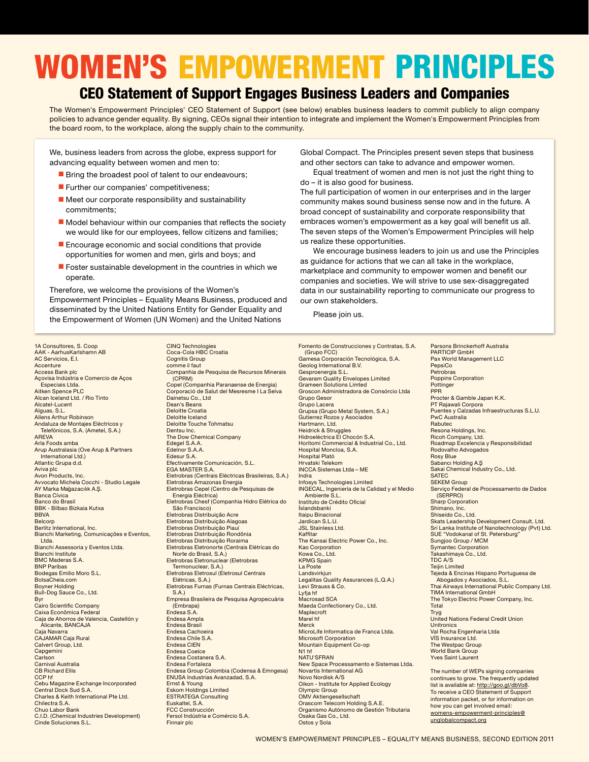# WOMEN'S EMPOWERMENT PRINCIPLES

## CEO Statement of Support Engages Business Leaders and Companies

The Women's Empowerment Principles' CEO Statement of Support (see below) enables business leaders to commit publicly to align company policies to advance gender equality. By signing, CEOs signal their intention to integrate and implement the Women's Empowerment Principles from the board room, to the workplace, along the supply chain to the community.

We, business leaders from across the globe, express support for advancing equality between women and men to:

- Bring the broadest pool of talent to our endeavours;
- Further our companies' competitiveness;
- Meet our corporate responsibility and sustainability commitments;
- Model behaviour within our companies that reflects the society we would like for our employees, fellow citizens and families;
- Encourage economic and social conditions that provide opportunities for women and men, girls and boys; and
- Foster sustainable development in the countries in which we operate.

Therefore, we welcome the provisions of the Women's Empowerment Principles – Equality Means Business, produced and disseminated by the United Nations Entity for Gender Equality and the Empowerment of Women (UN Women) and the United Nations Global Compact. The Principles present seven steps that business and other sectors can take to advance and empower women.

Equal treatment of women and men is not just the right thing to do – it is also good for business. The full participation of women in our enterprises and in the larger community makes sound business sense now and in the future. A broad concept of sustainability and corporate responsibility that embraces women's empowerment as a key goal will benefit us all. The seven steps of the Women's Empowerment Principles will help us realize these opportunities.

We encourage business leaders to join us and use the Principles as guidance for actions that we can all take in the workplace, marketplace and community to empower women and benefit our companies and societies. We will strive to use sex-disaggregated data in our sustainability reporting to communicate our progress to our own stakeholders.

Please join us.

1A Consultores, S. Coop
AAK - AarhusKarlshamn AB
AC Servicios, E.I.
Accenture
Access Bank plc
Açovisa Indústria e Comercio de Aços Especiais Ltda.
Aitken Spence PLC
Alcan Iceland Ltd. / Rio Tinto
Alcatel-Lucent
Alguas, S.L.
Allens Arthur Robinson
Andaluza de Montajes Eléctricos y Telefónicos, S.A. (Ametel, S.A.)
AREVA
Arla Foods amba
Arup Australasia (Ove Arup & Partners International Ltd.)
Atlantic Grupa d.d.
Aviva plc
Avon Products, Inc.
Avvocato Michela Cocchi - Studio Legale
AY Marka Mağazacılık A.Ş.
Banca Civica
Banco do Brasil
BBK - Bilbao Bizkaia Kutxa
BBVA
Belcorp
Berlitz International, Inc.
Bianchi Marketing, Comunicações e Eventos, Ltda.
Bianchi Assessoria y Eventos Ltda.
Bianchi Institute
BMC Maderas S.A.
BNP Paribas
Bodegas Emilio Moro S.L.
BolsaCheia.com
Boyner Holding
Bull-Dog Sauce Co., Ltd.
Byr
Cairo Scientific Company
Caixa Econômica Federal
Caja de Ahorros de Valencia, Castellón y Alicante, BANCAJA
Caja Navarra
CAJAMAR Caja Rural
Calvert Group, Ltd.
Capgemini
Carlson
Carnival Australia
CB Richard Ellis
CCP hf
Cebu Magazine Exchange Incorporated
Central Dock Sud S.A.
Charles & Keith International Pte Ltd.
Chilectra S.A.
Chuo Labor Bank
C.I.D. (Chemical Industries Development)
Cinde Soluciones S.L.
CINQ Technologies
Coca-Cola HBC Croatia
Cognitis Group
comme il faut
Companhia de Pesquisa de Recursos Minerais (CPRM)
Copel (Companhia Paranaense de Energia)
Corporació de Salut del Mesresme I La Selva
Dainetsu Co., Ltd
Dean's Beans
Deloitte Croatia
Deloitte Iceland
Deloitte Touche Tohmatsu
Dentsu Inc.
The Dow Chemical Company
Edegel S.A.A.
Edelnor S.A.A.
Edesur S.A.
Efectivamente Comunicación, S.L.
EGA MASTER S.A.
Eletrobras (Centrais Eléctricas Brasileiras, S.A.)
Eletrobras Amazonas Energia
Eletrobras Cepel (Centro de Pesquisas de Energia Eléctrica)
Eletrobras Chesf (Companhia Hidro Elétrica do São Francisco)
Eletrobras Distribuição Acre
Eletrobras Distribuição Alagoas
Eletrobras Distribuição Piauí
Eletrobras Distribuição Rondônia
Eletrobras Distribuição Roraima
Eletrobras Eletronorte (Centrais Elétricas do Norte do Brasil, S.A.)
Eletrobras Eletronuclear (Eletrobras Termonuclear, S.A.)
Eletrobras Eletrosul (Eletrosul Centrais Elétricas, S.A.)
Eletrobras Furnas (Furnas Centrais Eléctricas, S.A.)
Empresa Brasileira de Pesquisa Agropecuária (Embrapa)
Endesa S.A.
Endesa Ampla
Endesa Brasil
Endesa Cachoeira
Endesa Chile S.A.
Endesa CIEN
Endesa Coelce
Endesa Costanera S.A.
Endesa Fortaleza
Endesa Group Colombia (Codensa & Emngesa)
ENUSA Industrias Avanzadad, S.A.
Ernst & Young
Eskom Holdings Limited
ESTRATEGA Consulting
Euskaltel, S.A.
FCC Construcción
Fersol Indústria e Comércio S.A.
Finnair plc
Fomento de Construcciones y Contratas, S.A. (Grupo FCC)
Gamesa Corporación Tecnológica, S.A.
Geolog International B.V.
Gesproenergía S.L.
Gevaram Quality Envelopes Limited
Grameen Solutions Limted
Groscon Administradora de Consórcio Ltda
Grupo Gesor
Grupo Lacera
Grupsa (Grupo Metal System, S.A.)
Gutierrez Rozos y Asociados
Hartmann, Ltd.
Heidrick & Struggles
Hidroeléctrica El Chocón S.A.
Horitomi Commercial & Industrial Co., Ltd.
Hospital Moncloa, S.A.
Hospital Plató
Hrvatski Telekom
INCCA Sistemas Ltda – ME
Indra
Infosys Technologies Limited
INGECAL, Ingeniería de la Calidad y el Medio Ambiente S.L.
Instituto de Crédito Oficial
Íslandsbanki
Itaipu Binacional
Jardican S.L.U.
JSL Stainless Ltd.
Kaffitar
The Kansai Electric Power Co., Inc.
Kao Corporation
Kowa Co., Ltd.
KPMG Spain
La Poste
Landsvirkjun
Legalitas Quality Assurances (L.Q.A.)
Levi Strauss & Co.
Lyfja hf
Macrosad SCA
Maeda Confectionery Co., Ltd.
Maplecroft
Marel hf
Merck
MicroLife Informatica de Franca Ltda.
Microsoft Corporation
Mountain Equipment Co-op
N1 hf
NATU'SFRAN
New Space Processamento e Sistemas Ltda.
Novartis International AG
Novo Nordisk A/S
Oikon - Institute for Applied Ecology
Olympic Group
OMV Aktiengesellschaft
Orascom Telecom Holding S.A.E.
Organismo Autónomo de Gestión Tributaria
Osaka Gas Co., Ltd.
Ostos y Sola
Parsons Brinckerhoff Australia
PARTICIP GmbH
Pax World Management LLC
PepsiCo
Petrobras
Poppins Corporation
Pottinger
PPR
Procter & Gamble Japan K.K.
PT Rajawali Corpora
Puentes y Calzadas Infraestructuras S.L.U.
PwC Australia
Rabutec
Resona Holdings, Inc.
Ricoh Company, Ltd.
Roadmap Excelencia y Responsibilidad
Rodovalho Advogados
Rosy Blue
Sabancı Holding A.Ş
Sakai Chemical Industry Co., Ltd.
SATEC
SEKEM Group
Serviço Federal de Processamento de Dados (SERPRO)
Sharp Corporation
Shimano, Inc.
Shiseido Co., Ltd.
Skats Leadership Development Consult, Ltd.
Sri Lanka Institute of Nanotechnology (Pvt) Ltd.
SUE "Vodokanal of St. Petersburg"
Sungjoo Group / MCM
Symantec Corporation
Takashimaya Co., Ltd.
TDC A/S
Teijin Limited
Tejeda & Encinas Hispano Portuguesa de Abogados y Asociados, S.L.
Thai Airways International Public Company Ltd.
TIMA International GmbH
The Tokyo Electric Power Company, Inc.
Total
Tryg
United Nations Federal Credit Union
Unitronics
Val Rocha Engenharia Ltda
VÍS Insurance Ltd.
The Westpac Group
World Bank Group
Yves Saint Laurent

The number of WEPs signing companies continues to grow. The frequently updated list is available at: http://goo.gl/dbVo8. To receive a CEO Statement of Support information packet, or for information on how you can get involved email: womens-empowerment-principles@unglobalcompact.org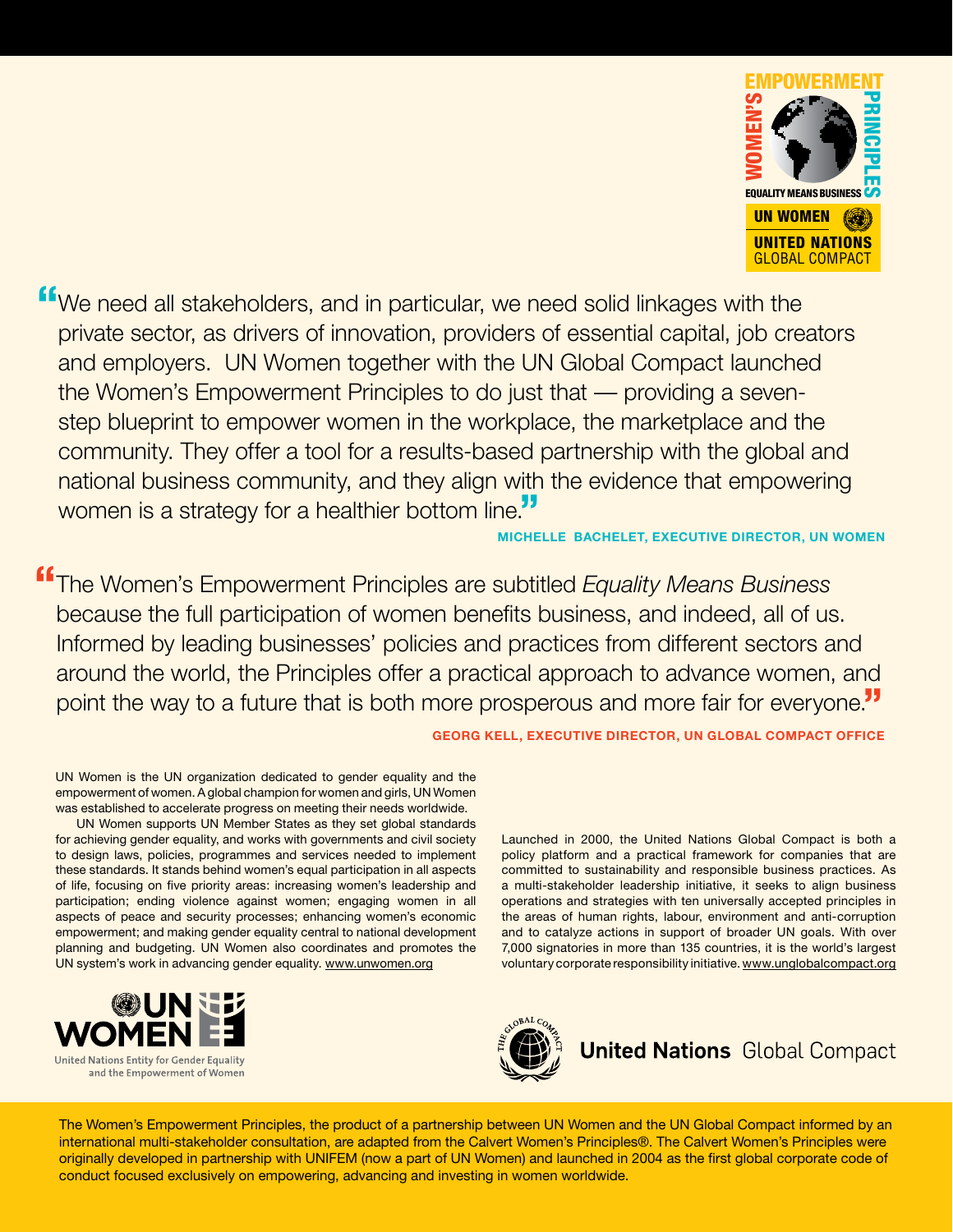WOMEN'S EMPOWERMENT PRINCIPLES

EQUALITY MEANS BUSINESS

UN WOMEN

UNITED NATIONS GLOBAL COMPACT

"We need all stakeholders, and in particular, we need solid linkages with the private sector, as drivers of innovation, providers of essential capital, job creators and employers. UN Women together with the UN Global Compact launched the Women's Empowerment Principles to do just that — providing a seven-step blueprint to empower women in the workplace, the marketplace and the community. They offer a tool for a results-based partnership with the global and national business community, and they align with the evidence that empowering women is a strategy for a healthier bottom line."

**MICHELLE BACHELET, EXECUTIVE DIRECTOR, UN WOMEN**

"The Women's Empowerment Principles are subtitled *Equality Means Business* because the full participation of women benefits business, and indeed, all of us. Informed by leading businesses' policies and practices from different sectors and around the world, the Principles offer a practical approach to advance women, and point the way to a future that is both more prosperous and more fair for everyone."

**GEORG KELL, EXECUTIVE DIRECTOR, UN GLOBAL COMPACT OFFICE**

UN Women is the UN organization dedicated to gender equality and the empowerment of women. A global champion for women and girls, UN Women was established to accelerate progress on meeting their needs worldwide.

UN Women supports UN Member States as they set global standards for achieving gender equality, and works with governments and civil society to design laws, policies, programmes and services needed to implement these standards. It stands behind women's equal participation in all aspects of life, focusing on five priority areas: increasing women's leadership and participation; ending violence against women; engaging women in all aspects of peace and security processes; enhancing women's economic empowerment; and making gender equality central to national development planning and budgeting. UN Women also coordinates and promotes the UN system's work in advancing gender equality. www.unwomen.org

Launched in 2000, the United Nations Global Compact is both a policy platform and a practical framework for companies that are committed to sustainability and responsible business practices. As a multi-stakeholder leadership initiative, it seeks to align business operations and strategies with ten universally accepted principles in the areas of human rights, labour, environment and anti-corruption and to catalyze actions in support of broader UN goals. With over 7,000 signatories in more than 135 countries, it is the world's largest voluntary corporate responsibility initiative. www.unglobalcompact.org

UN WOMEN

United Nations Entity for Gender Equality and the Empowerment of Women

United Nations Global Compact

The Women's Empowerment Principles, the product of a partnership between UN Women and the UN Global Compact informed by an international multi-stakeholder consultation, are adapted from the Calvert Women's Principles®. The Calvert Women's Principles were originally developed in partnership with UNIFEM (now a part of UN Women) and launched in 2004 as the first global corporate code of conduct focused exclusively on empowering, advancing and investing in women worldwide.